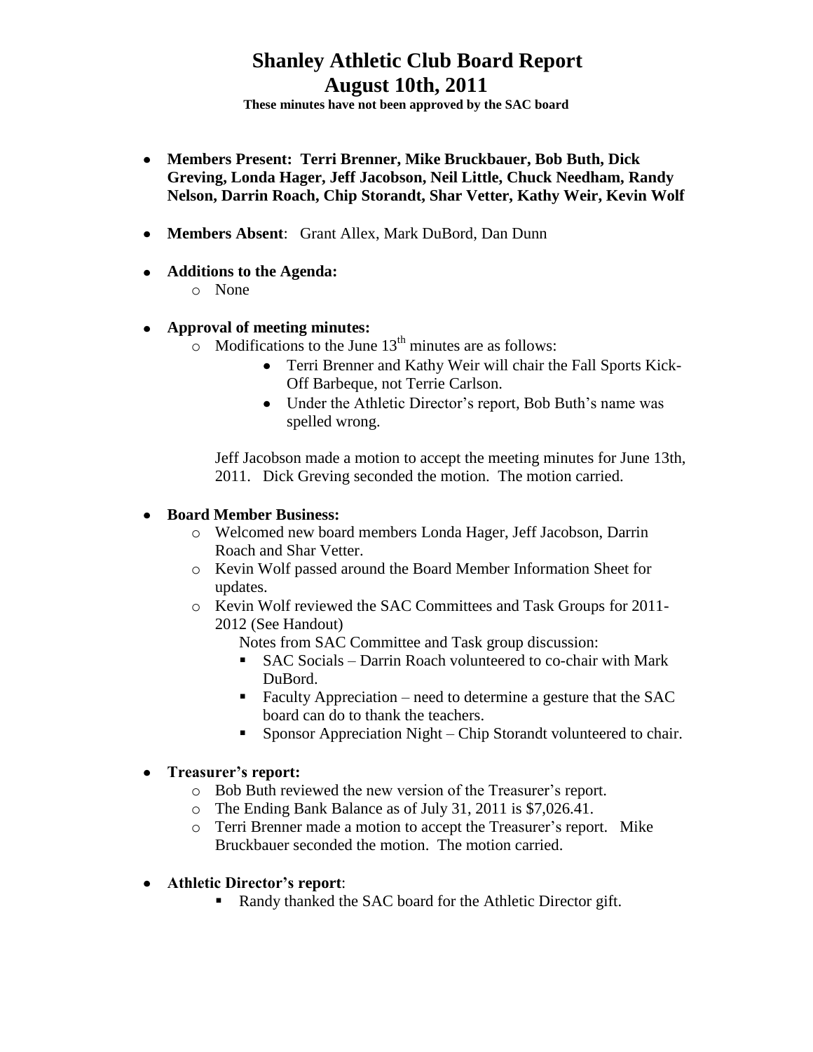# Shanley Athletic Club Board Report
## August 10th, 2011

**These minutes have not been approved by the SAC board**

- **Members Present: Terri Brenner, Mike Bruckbauer, Bob Buth, Dick Greving, Londa Hager, Jeff Jacobson, Neil Little, Chuck Needham, Randy Nelson, Darrin Roach, Chip Storandt, Shar Vetter, Kathy Weir, Kevin Wolf**

- **Members Absent**: Grant Allex, Mark DuBord, Dan Dunn

- **Additions to the Agenda:**
  - None

- **Approval of meeting minutes:**
  - Modifications to the June 13th minutes are as follows:
    - Terri Brenner and Kathy Weir will chair the Fall Sports Kick-Off Barbeque, not Terrie Carlson.
    - Under the Athletic Director's report, Bob Buth's name was spelled wrong.

    Jeff Jacobson made a motion to accept the meeting minutes for June 13th, 2011. Dick Greving seconded the motion. The motion carried.

- **Board Member Business:**
  - Welcomed new board members Londa Hager, Jeff Jacobson, Darrin Roach and Shar Vetter.
  - Kevin Wolf passed around the Board Member Information Sheet for updates.
  - Kevin Wolf reviewed the SAC Committees and Task Groups for 2011-2012 (See Handout)

    Notes from SAC Committee and Task group discussion:
    - SAC Socials – Darrin Roach volunteered to co-chair with Mark DuBord.
    - Faculty Appreciation – need to determine a gesture that the SAC board can do to thank the teachers.
    - Sponsor Appreciation Night – Chip Storandt volunteered to chair.

- **Treasurer's report:**
  - Bob Buth reviewed the new version of the Treasurer's report.
  - The Ending Bank Balance as of July 31, 2011 is $7,026.41.
  - Terri Brenner made a motion to accept the Treasurer's report. Mike Bruckbauer seconded the motion. The motion carried.

- **Athletic Director's report**:
  - Randy thanked the SAC board for the Athletic Director gift.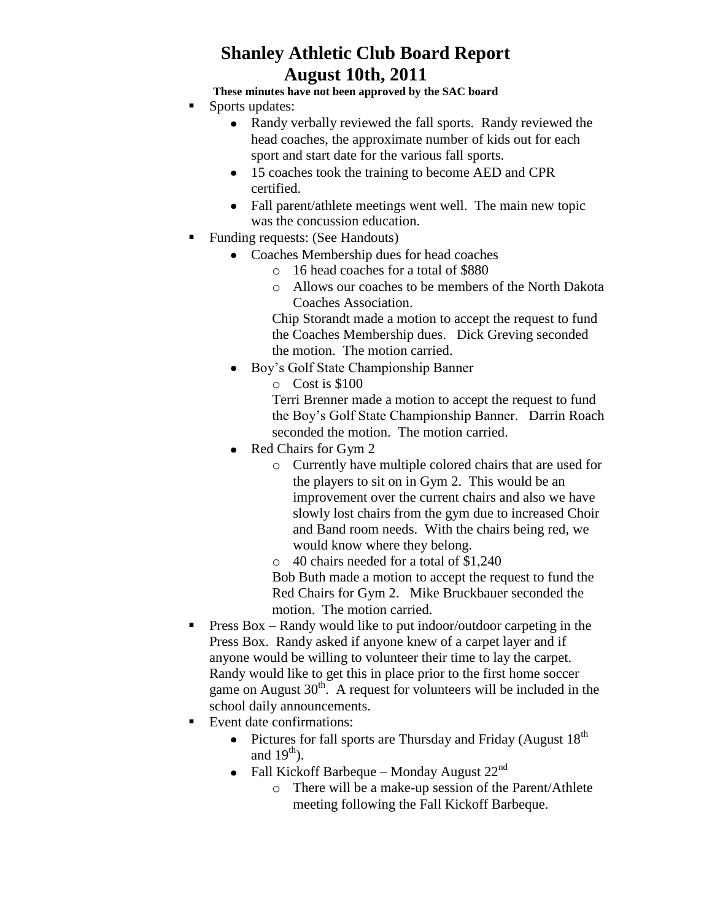# Shanley Athletic Club Board Report
# August 10th, 2011

**These minutes have not been approved by the SAC board**

- Sports updates:
  - Randy verbally reviewed the fall sports. Randy reviewed the head coaches, the approximate number of kids out for each sport and start date for the various fall sports.
  - 15 coaches took the training to become AED and CPR certified.
  - Fall parent/athlete meetings went well. The main new topic was the concussion education.
- Funding requests: (See Handouts)
  - Coaches Membership dues for head coaches
    - 16 head coaches for a total of $880
    - Allows our coaches to be members of the North Dakota Coaches Association.

    Chip Storandt made a motion to accept the request to fund the Coaches Membership dues. Dick Greving seconded the motion. The motion carried.
  - Boy's Golf State Championship Banner
    - Cost is $100

    Terri Brenner made a motion to accept the request to fund the Boy's Golf State Championship Banner. Darrin Roach seconded the motion. The motion carried.
  - Red Chairs for Gym 2
    - Currently have multiple colored chairs that are used for the players to sit on in Gym 2. This would be an improvement over the current chairs and also we have slowly lost chairs from the gym due to increased Choir and Band room needs. With the chairs being red, we would know where they belong.
    - 40 chairs needed for a total of $1,240

    Bob Buth made a motion to accept the request to fund the Red Chairs for Gym 2. Mike Bruckbauer seconded the motion. The motion carried.
- Press Box – Randy would like to put indoor/outdoor carpeting in the Press Box. Randy asked if anyone knew of a carpet layer and if anyone would be willing to volunteer their time to lay the carpet. Randy would like to get this in place prior to the first home soccer game on August 30th. A request for volunteers will be included in the school daily announcements.
- Event date confirmations:
  - Pictures for fall sports are Thursday and Friday (August 18th and 19th).
  - Fall Kickoff Barbeque – Monday August 22nd
    - There will be a make-up session of the Parent/Athlete meeting following the Fall Kickoff Barbeque.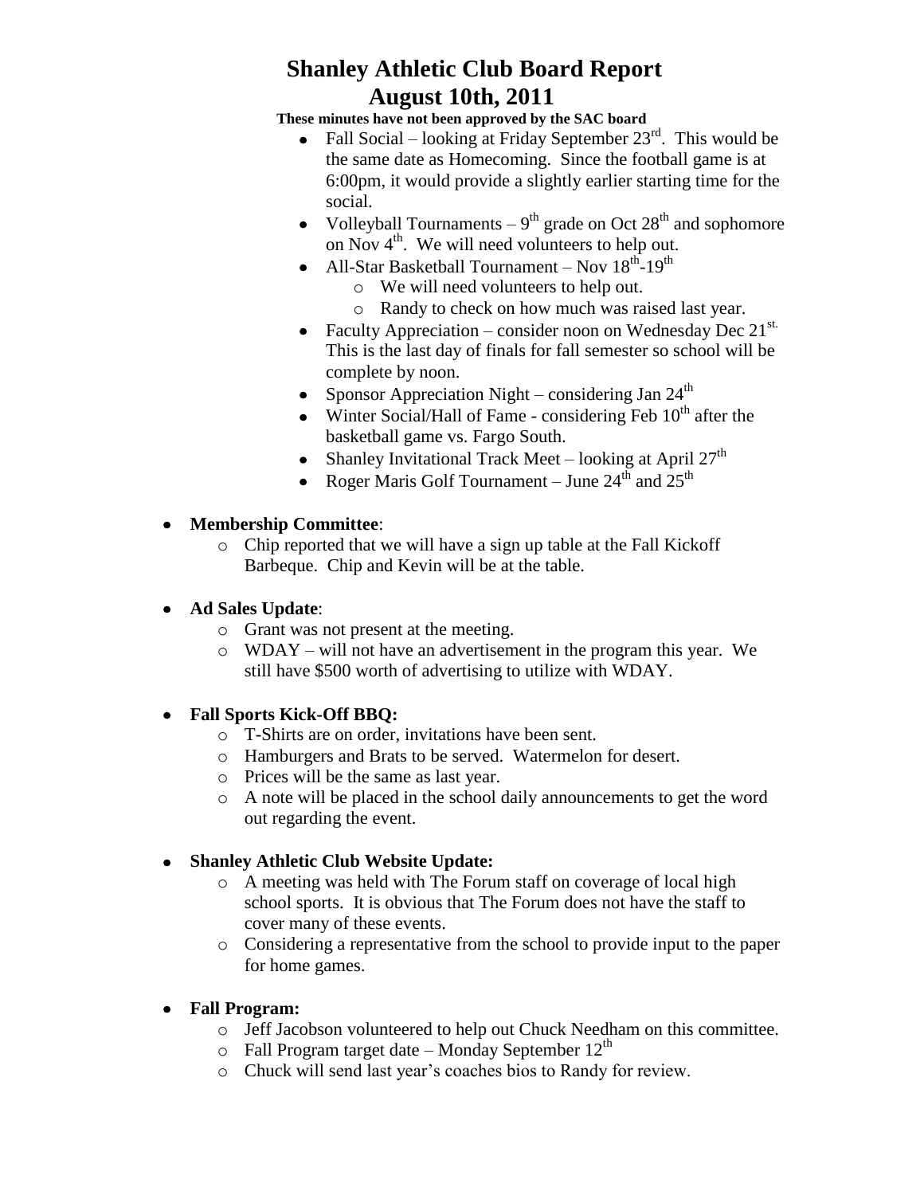# Shanley Athletic Club Board Report
## August 10th, 2011

**These minutes have not been approved by the SAC board**

- Fall Social – looking at Friday September 23rd. This would be the same date as Homecoming. Since the football game is at 6:00pm, it would provide a slightly earlier starting time for the social.
- Volleyball Tournaments – 9th grade on Oct 28th and sophomore on Nov 4th. We will need volunteers to help out.
- All-Star Basketball Tournament – Nov 18th-19th
  - We will need volunteers to help out.
  - Randy to check on how much was raised last year.
- Faculty Appreciation – consider noon on Wednesday Dec 21st. This is the last day of finals for fall semester so school will be complete by noon.
- Sponsor Appreciation Night – considering Jan 24th
- Winter Social/Hall of Fame - considering Feb 10th after the basketball game vs. Fargo South.
- Shanley Invitational Track Meet – looking at April 27th
- Roger Maris Golf Tournament – June 24th and 25th

- **Membership Committee**:
  - Chip reported that we will have a sign up table at the Fall Kickoff Barbeque. Chip and Kevin will be at the table.

- **Ad Sales Update**:
  - Grant was not present at the meeting.
  - WDAY – will not have an advertisement in the program this year. We still have $500 worth of advertising to utilize with WDAY.

- **Fall Sports Kick-Off BBQ:**
  - T-Shirts are on order, invitations have been sent.
  - Hamburgers and Brats to be served. Watermelon for desert.
  - Prices will be the same as last year.
  - A note will be placed in the school daily announcements to get the word out regarding the event.

- **Shanley Athletic Club Website Update:**
  - A meeting was held with The Forum staff on coverage of local high school sports. It is obvious that The Forum does not have the staff to cover many of these events.
  - Considering a representative from the school to provide input to the paper for home games.

- **Fall Program:**
  - Jeff Jacobson volunteered to help out Chuck Needham on this committee.
  - Fall Program target date – Monday September 12th
  - Chuck will send last year's coaches bios to Randy for review.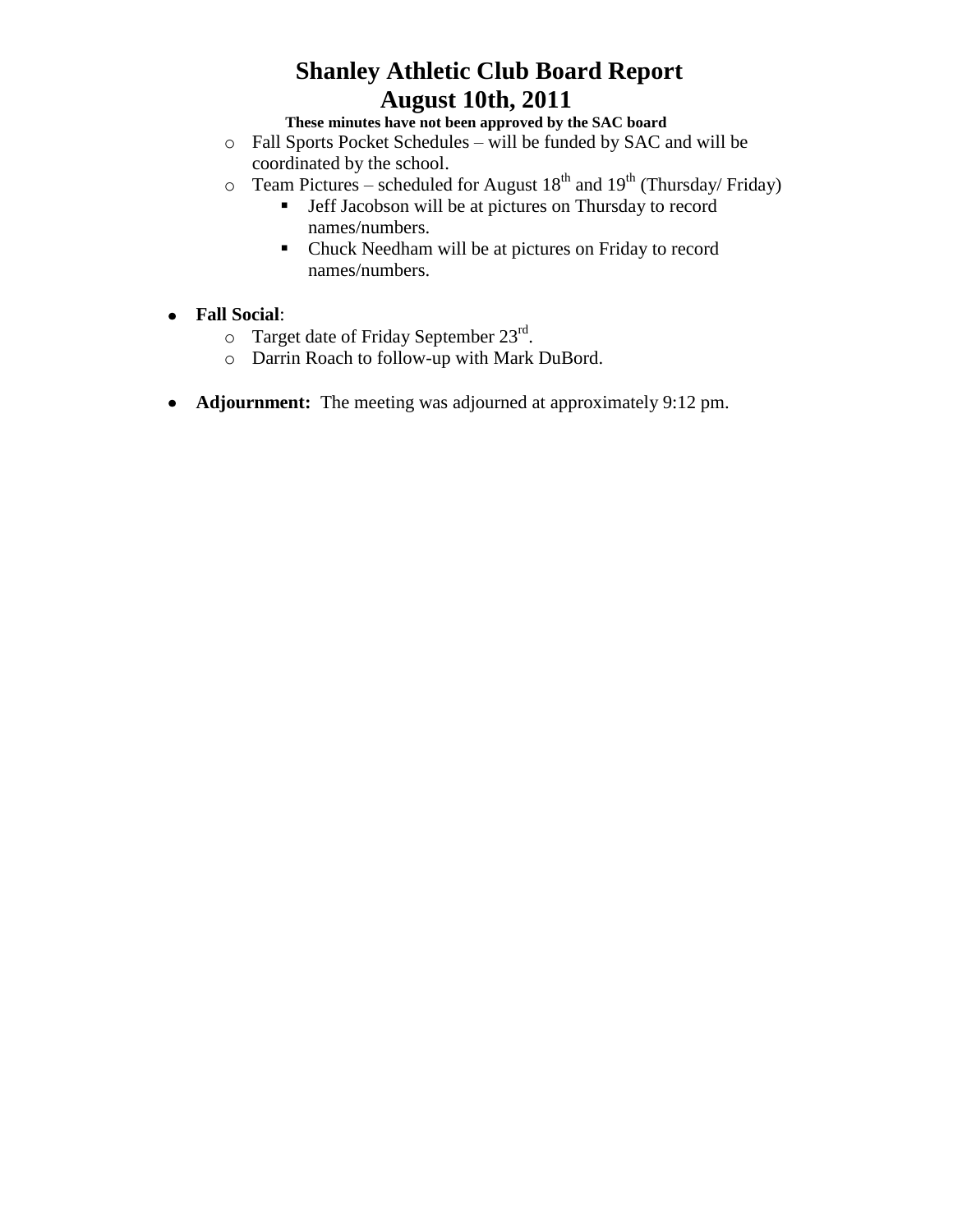# Shanley Athletic Club Board Report
# August 10th, 2011

**These minutes have not been approved by the SAC board**

- Fall Sports Pocket Schedules – will be funded by SAC and will be coordinated by the school.
- Team Pictures – scheduled for August 18th and 19th (Thursday/ Friday)
  - Jeff Jacobson will be at pictures on Thursday to record names/numbers.
  - Chuck Needham will be at pictures on Friday to record names/numbers.

- **Fall Social**:
  - Target date of Friday September 23rd.
  - Darrin Roach to follow-up with Mark DuBord.

- **Adjournment:** The meeting was adjourned at approximately 9:12 pm.